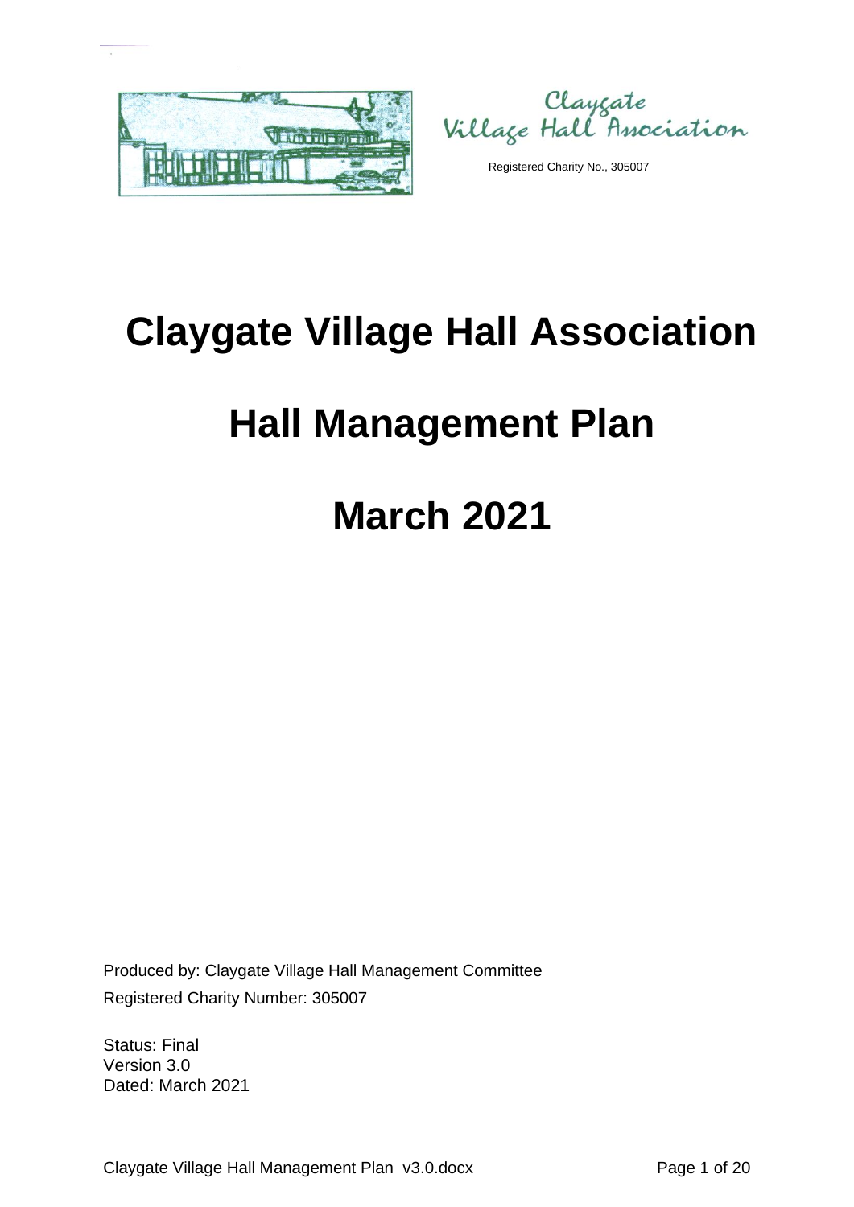Claygate Village Hall Association

Registered Charity No., 305007

# Claygate Village Hall Association

# Hall Management Plan

# March 2021

Produced by: Claygate Village Hall Management Committee

Registered Charity Number: 305007

Status: Final

Version 3.0

Dated: March 2021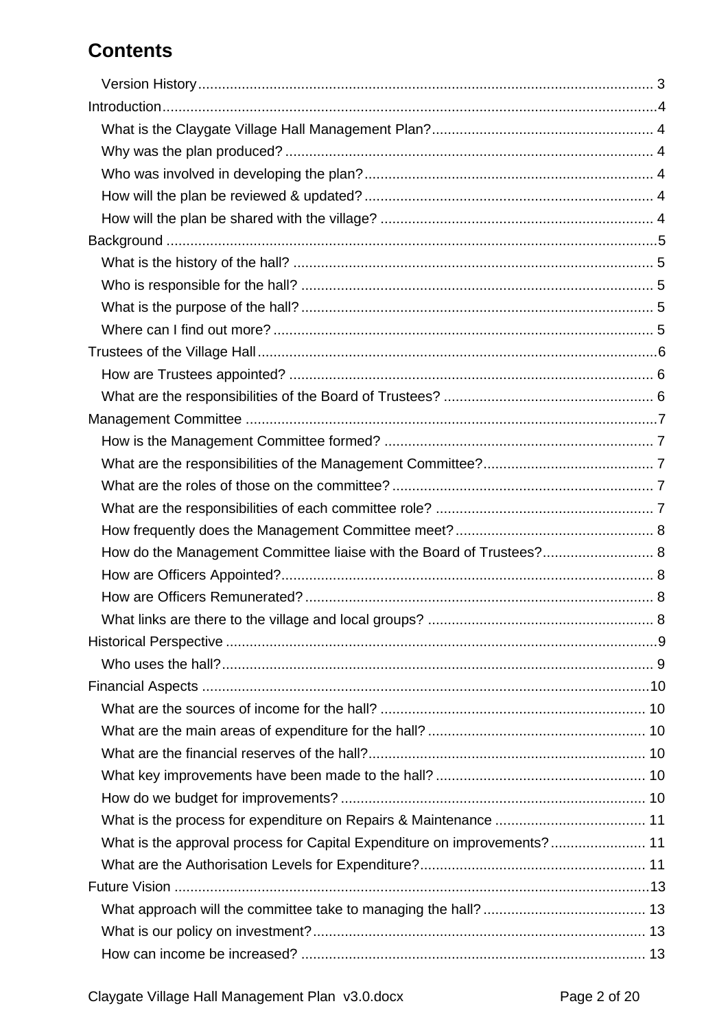# Contents

- Version History ... 3
- Introduction ... 4
  - What is the Claygate Village Hall Management Plan? ... 4
  - Why was the plan produced? ... 4
  - Who was involved in developing the plan? ... 4
  - How will the plan be reviewed & updated? ... 4
  - How will the plan be shared with the village? ... 4
- Background ... 5
  - What is the history of the hall? ... 5
  - Who is responsible for the hall? ... 5
  - What is the purpose of the hall? ... 5
  - Where can I find out more? ... 5
- Trustees of the Village Hall ... 6
  - How are Trustees appointed? ... 6
  - What are the responsibilities of the Board of Trustees? ... 6
- Management Committee ... 7
  - How is the Management Committee formed? ... 7
  - What are the responsibilities of the Management Committee? ... 7
  - What are the roles of those on the committee? ... 7
  - What are the responsibilities of each committee role? ... 7
  - How frequently does the Management Committee meet? ... 8
  - How do the Management Committee liaise with the Board of Trustees? ... 8
  - How are Officers Appointed? ... 8
  - How are Officers Remunerated? ... 8
  - What links are there to the village and local groups? ... 8
- Historical Perspective ... 9
  - Who uses the hall? ... 9
- Financial Aspects ... 10
  - What are the sources of income for the hall? ... 10
  - What are the main areas of expenditure for the hall? ... 10
  - What are the financial reserves of the hall? ... 10
  - What key improvements have been made to the hall? ... 10
  - How do we budget for improvements? ... 10
  - What is the process for expenditure on Repairs & Maintenance ... 11
  - What is the approval process for Capital Expenditure on improvements? ... 11
  - What are the Authorisation Levels for Expenditure? ... 11
- Future Vision ... 13
  - What approach will the committee take to managing the hall? ... 13
  - What is our policy on investment? ... 13
  - How can income be increased? ... 13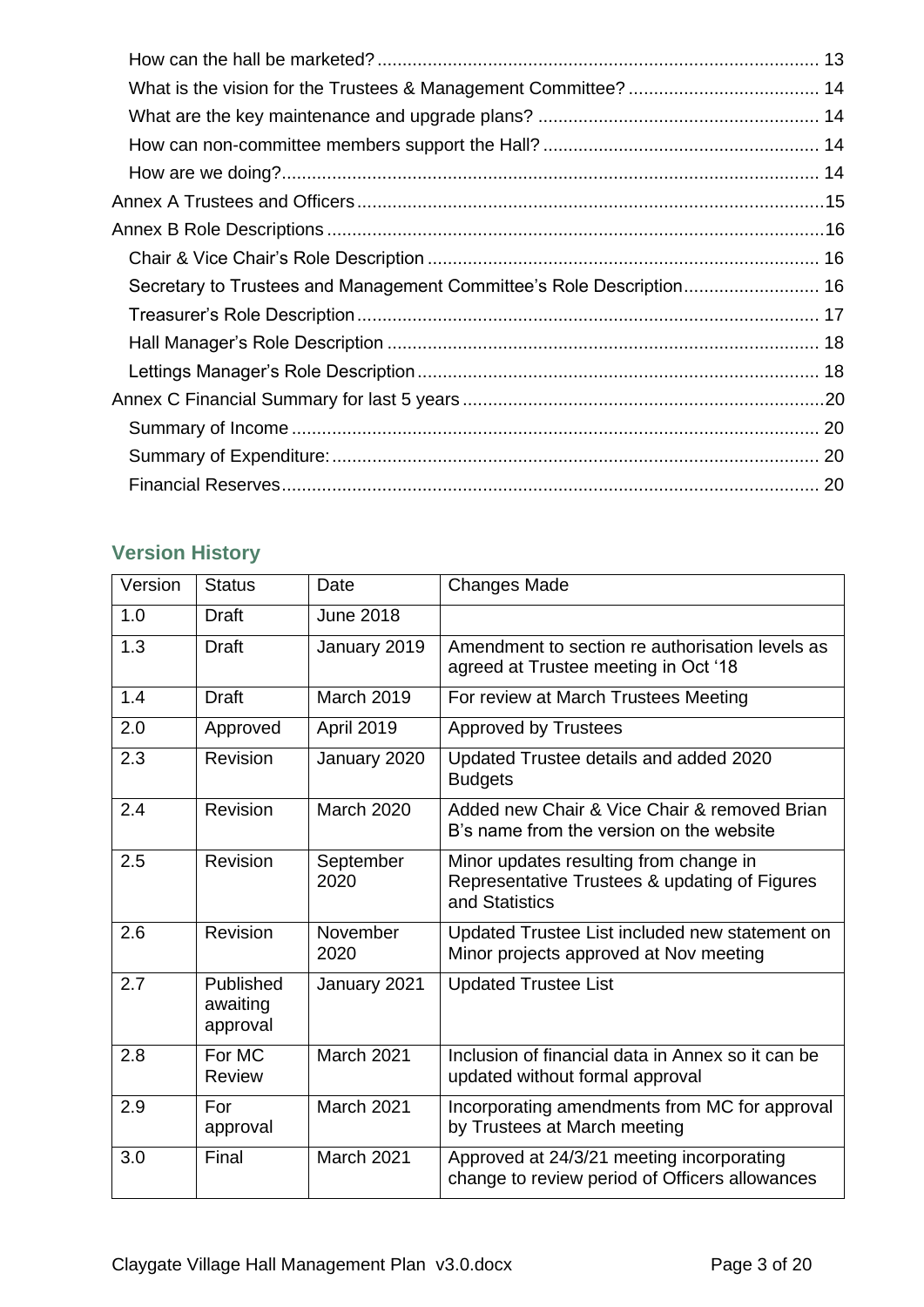How can the hall be marketed? ..... 13
What is the vision for the Trustees & Management Committee? ..... 14
What are the key maintenance and upgrade plans? ..... 14
How can non-committee members support the Hall? ..... 14
How are we doing? ..... 14
Annex A Trustees and Officers ..... 15
Annex B Role Descriptions ..... 16
Chair & Vice Chair's Role Description ..... 16
Secretary to Trustees and Management Committee's Role Description ..... 16
Treasurer's Role Description ..... 17
Hall Manager's Role Description ..... 18
Lettings Manager's Role Description ..... 18
Annex C Financial Summary for last 5 years ..... 20
Summary of Income ..... 20
Summary of Expenditure: ..... 20
Financial Reserves ..... 20

## Version History

| Version | Status | Date | Changes Made |
|---|---|---|---|
| 1.0 | Draft | June 2018 | |
| 1.3 | Draft | January 2019 | Amendment to section re authorisation levels as agreed at Trustee meeting in Oct '18 |
| 1.4 | Draft | March 2019 | For review at March Trustees Meeting |
| 2.0 | Approved | April 2019 | Approved by Trustees |
| 2.3 | Revision | January 2020 | Updated Trustee details and added 2020 Budgets |
| 2.4 | Revision | March 2020 | Added new Chair & Vice Chair & removed Brian B's name from the version on the website |
| 2.5 | Revision | September 2020 | Minor updates resulting from change in Representative Trustees & updating of Figures and Statistics |
| 2.6 | Revision | November 2020 | Updated Trustee List included new statement on Minor projects approved at Nov meeting |
| 2.7 | Published awaiting approval | January 2021 | Updated Trustee List |
| 2.8 | For MC Review | March 2021 | Inclusion of financial data in Annex so it can be updated without formal approval |
| 2.9 | For approval | March 2021 | Incorporating amendments from MC for approval by Trustees at March meeting |
| 3.0 | Final | March 2021 | Approved at 24/3/21 meeting incorporating change to review period of Officers allowances |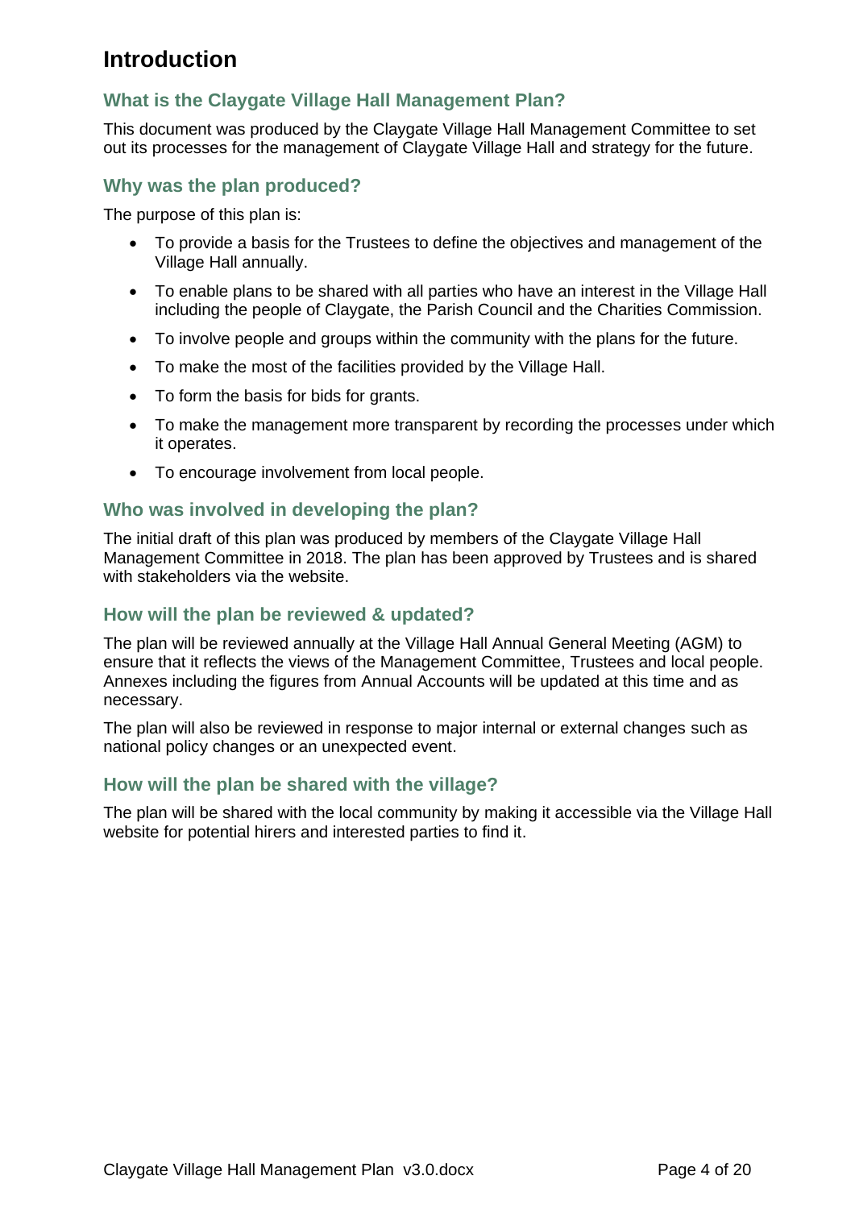# Introduction

## What is the Claygate Village Hall Management Plan?

This document was produced by the Claygate Village Hall Management Committee to set out its processes for the management of Claygate Village Hall and strategy for the future.

## Why was the plan produced?

The purpose of this plan is:

- To provide a basis for the Trustees to define the objectives and management of the Village Hall annually.
- To enable plans to be shared with all parties who have an interest in the Village Hall including the people of Claygate, the Parish Council and the Charities Commission.
- To involve people and groups within the community with the plans for the future.
- To make the most of the facilities provided by the Village Hall.
- To form the basis for bids for grants.
- To make the management more transparent by recording the processes under which it operates.
- To encourage involvement from local people.

## Who was involved in developing the plan?

The initial draft of this plan was produced by members of the Claygate Village Hall Management Committee in 2018. The plan has been approved by Trustees and is shared with stakeholders via the website.

## How will the plan be reviewed & updated?

The plan will be reviewed annually at the Village Hall Annual General Meeting (AGM) to ensure that it reflects the views of the Management Committee, Trustees and local people. Annexes including the figures from Annual Accounts will be updated at this time and as necessary.

The plan will also be reviewed in response to major internal or external changes such as national policy changes or an unexpected event.

## How will the plan be shared with the village?

The plan will be shared with the local community by making it accessible via the Village Hall website for potential hirers and interested parties to find it.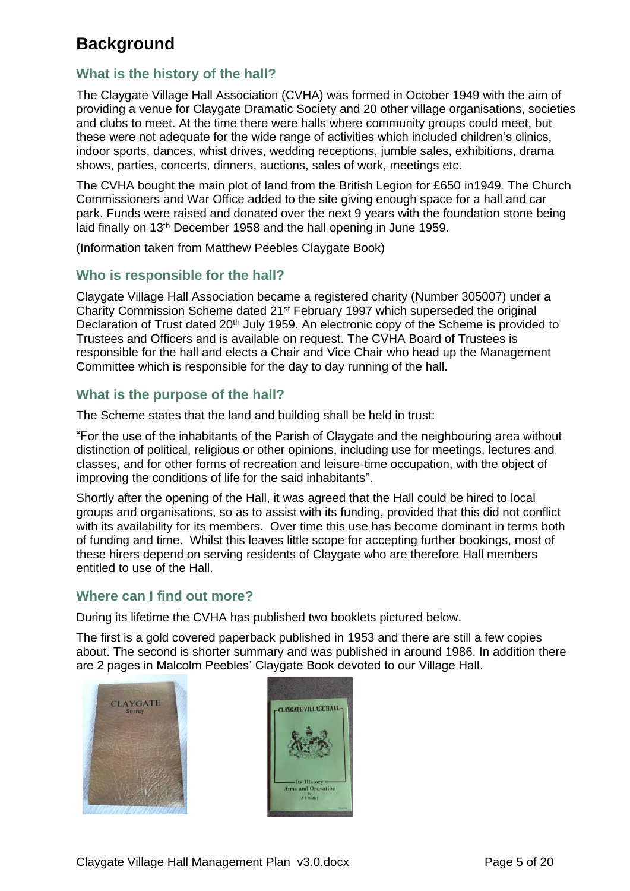# Background

## What is the history of the hall?

The Claygate Village Hall Association (CVHA) was formed in October 1949 with the aim of providing a venue for Claygate Dramatic Society and 20 other village organisations, societies and clubs to meet. At the time there were halls where community groups could meet, but these were not adequate for the wide range of activities which included children's clinics, indoor sports, dances, whist drives, wedding receptions, jumble sales, exhibitions, drama shows, parties, concerts, dinners, auctions, sales of work, meetings etc.

The CVHA bought the main plot of land from the British Legion for £650 in1949*.* The Church Commissioners and War Office added to the site giving enough space for a hall and car park. Funds were raised and donated over the next 9 years with the foundation stone being laid finally on 13th December 1958 and the hall opening in June 1959.

(Information taken from Matthew Peebles Claygate Book)

## Who is responsible for the hall?

Claygate Village Hall Association became a registered charity (Number 305007) under a Charity Commission Scheme dated 21st February 1997 which superseded the original Declaration of Trust dated 20th July 1959. An electronic copy of the Scheme is provided to Trustees and Officers and is available on request. The CVHA Board of Trustees is responsible for the hall and elects a Chair and Vice Chair who head up the Management Committee which is responsible for the day to day running of the hall.

## What is the purpose of the hall?

The Scheme states that the land and building shall be held in trust:

"For the use of the inhabitants of the Parish of Claygate and the neighbouring area without distinction of political, religious or other opinions, including use for meetings, lectures and classes, and for other forms of recreation and leisure-time occupation, with the object of improving the conditions of life for the said inhabitants".

Shortly after the opening of the Hall, it was agreed that the Hall could be hired to local groups and organisations, so as to assist with its funding, provided that this did not conflict with its availability for its members. Over time this use has become dominant in terms both of funding and time. Whilst this leaves little scope for accepting further bookings, most of these hirers depend on serving residents of Claygate who are therefore Hall members entitled to use of the Hall.

## Where can I find out more?

During its lifetime the CVHA has published two booklets pictured below.

The first is a gold covered paperback published in 1953 and there are still a few copies about. The second is shorter summary and was published in around 1986. In addition there are 2 pages in Malcolm Peebles' Claygate Book devoted to our Village Hall.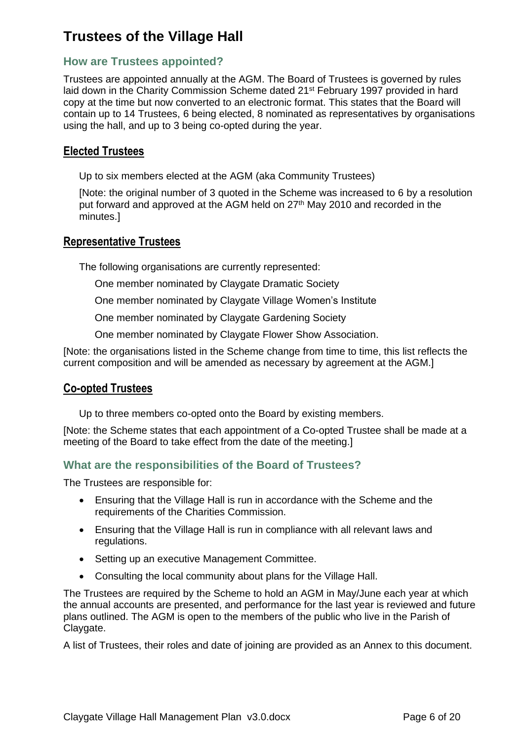# Trustees of the Village Hall

## How are Trustees appointed?

Trustees are appointed annually at the AGM. The Board of Trustees is governed by rules laid down in the Charity Commission Scheme dated 21st February 1997 provided in hard copy at the time but now converted to an electronic format. This states that the Board will contain up to 14 Trustees, 6 being elected, 8 nominated as representatives by organisations using the hall, and up to 3 being co-opted during the year.

### Elected Trustees

Up to six members elected at the AGM (aka Community Trustees)

[Note: the original number of 3 quoted in the Scheme was increased to 6 by a resolution put forward and approved at the AGM held on 27th May 2010 and recorded in the minutes.]

### Representative Trustees

The following organisations are currently represented:

One member nominated by Claygate Dramatic Society

One member nominated by Claygate Village Women's Institute

One member nominated by Claygate Gardening Society

One member nominated by Claygate Flower Show Association.

[Note: the organisations listed in the Scheme change from time to time, this list reflects the current composition and will be amended as necessary by agreement at the AGM.]

### Co-opted Trustees

Up to three members co-opted onto the Board by existing members.

[Note: the Scheme states that each appointment of a Co-opted Trustee shall be made at a meeting of the Board to take effect from the date of the meeting.]

## What are the responsibilities of the Board of Trustees?

The Trustees are responsible for:

- Ensuring that the Village Hall is run in accordance with the Scheme and the requirements of the Charities Commission.
- Ensuring that the Village Hall is run in compliance with all relevant laws and regulations.
- Setting up an executive Management Committee.
- Consulting the local community about plans for the Village Hall.

The Trustees are required by the Scheme to hold an AGM in May/June each year at which the annual accounts are presented, and performance for the last year is reviewed and future plans outlined. The AGM is open to the members of the public who live in the Parish of Claygate.

A list of Trustees, their roles and date of joining are provided as an Annex to this document.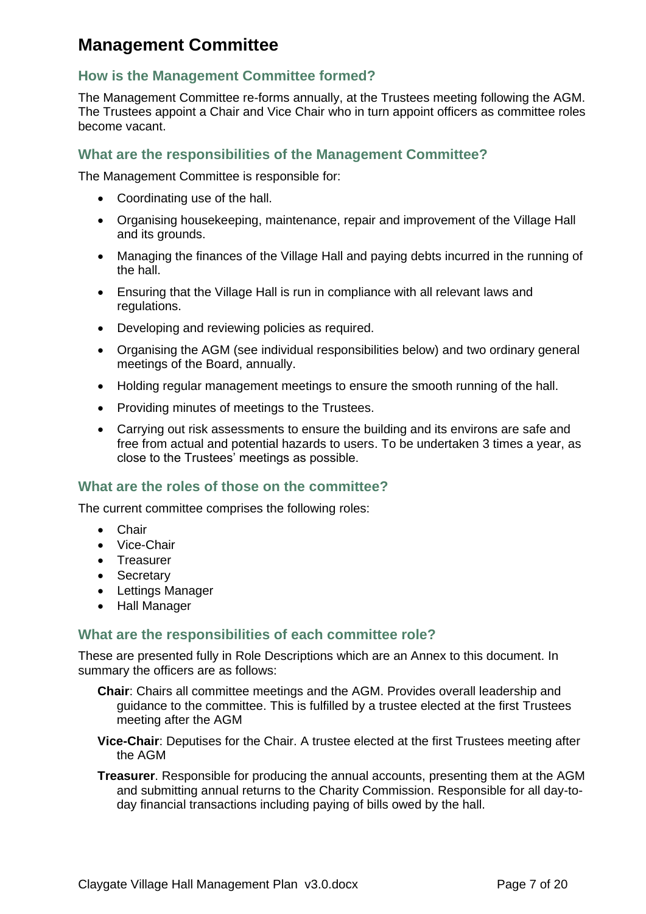# Management Committee

## How is the Management Committee formed?

The Management Committee re-forms annually, at the Trustees meeting following the AGM. The Trustees appoint a Chair and Vice Chair who in turn appoint officers as committee roles become vacant.

## What are the responsibilities of the Management Committee?

The Management Committee is responsible for:

- Coordinating use of the hall.
- Organising housekeeping, maintenance, repair and improvement of the Village Hall and its grounds.
- Managing the finances of the Village Hall and paying debts incurred in the running of the hall.
- Ensuring that the Village Hall is run in compliance with all relevant laws and regulations.
- Developing and reviewing policies as required.
- Organising the AGM (see individual responsibilities below) and two ordinary general meetings of the Board, annually.
- Holding regular management meetings to ensure the smooth running of the hall.
- Providing minutes of meetings to the Trustees.
- Carrying out risk assessments to ensure the building and its environs are safe and free from actual and potential hazards to users. To be undertaken 3 times a year, as close to the Trustees' meetings as possible.

## What are the roles of those on the committee?

The current committee comprises the following roles:

- Chair
- Vice-Chair
- Treasurer
- Secretary
- Lettings Manager
- Hall Manager

## What are the responsibilities of each committee role?

These are presented fully in Role Descriptions which are an Annex to this document. In summary the officers are as follows:

**Chair**: Chairs all committee meetings and the AGM. Provides overall leadership and guidance to the committee. This is fulfilled by a trustee elected at the first Trustees meeting after the AGM

**Vice-Chair**: Deputises for the Chair. A trustee elected at the first Trustees meeting after the AGM

**Treasurer**. Responsible for producing the annual accounts, presenting them at the AGM and submitting annual returns to the Charity Commission. Responsible for all day-to-day financial transactions including paying of bills owed by the hall.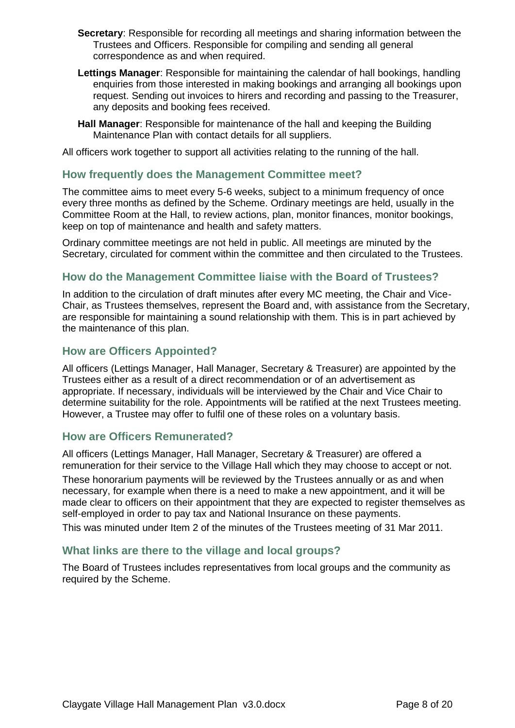**Secretary**: Responsible for recording all meetings and sharing information between the Trustees and Officers. Responsible for compiling and sending all general correspondence as and when required.

**Lettings Manager**: Responsible for maintaining the calendar of hall bookings, handling enquiries from those interested in making bookings and arranging all bookings upon request. Sending out invoices to hirers and recording and passing to the Treasurer, any deposits and booking fees received.

**Hall Manager**: Responsible for maintenance of the hall and keeping the Building Maintenance Plan with contact details for all suppliers.

All officers work together to support all activities relating to the running of the hall.

## How frequently does the Management Committee meet?

The committee aims to meet every 5-6 weeks, subject to a minimum frequency of once every three months as defined by the Scheme. Ordinary meetings are held, usually in the Committee Room at the Hall, to review actions, plan, monitor finances, monitor bookings, keep on top of maintenance and health and safety matters.

Ordinary committee meetings are not held in public. All meetings are minuted by the Secretary, circulated for comment within the committee and then circulated to the Trustees.

## How do the Management Committee liaise with the Board of Trustees?

In addition to the circulation of draft minutes after every MC meeting, the Chair and Vice-Chair, as Trustees themselves, represent the Board and, with assistance from the Secretary, are responsible for maintaining a sound relationship with them. This is in part achieved by the maintenance of this plan.

## How are Officers Appointed?

All officers (Lettings Manager, Hall Manager, Secretary & Treasurer) are appointed by the Trustees either as a result of a direct recommendation or of an advertisement as appropriate. If necessary, individuals will be interviewed by the Chair and Vice Chair to determine suitability for the role. Appointments will be ratified at the next Trustees meeting. However, a Trustee may offer to fulfil one of these roles on a voluntary basis.

## How are Officers Remunerated?

All officers (Lettings Manager, Hall Manager, Secretary & Treasurer) are offered a remuneration for their service to the Village Hall which they may choose to accept or not.

These honorarium payments will be reviewed by the Trustees annually or as and when necessary, for example when there is a need to make a new appointment, and it will be made clear to officers on their appointment that they are expected to register themselves as self-employed in order to pay tax and National Insurance on these payments.

This was minuted under Item 2 of the minutes of the Trustees meeting of 31 Mar 2011.

## What links are there to the village and local groups?

The Board of Trustees includes representatives from local groups and the community as required by the Scheme.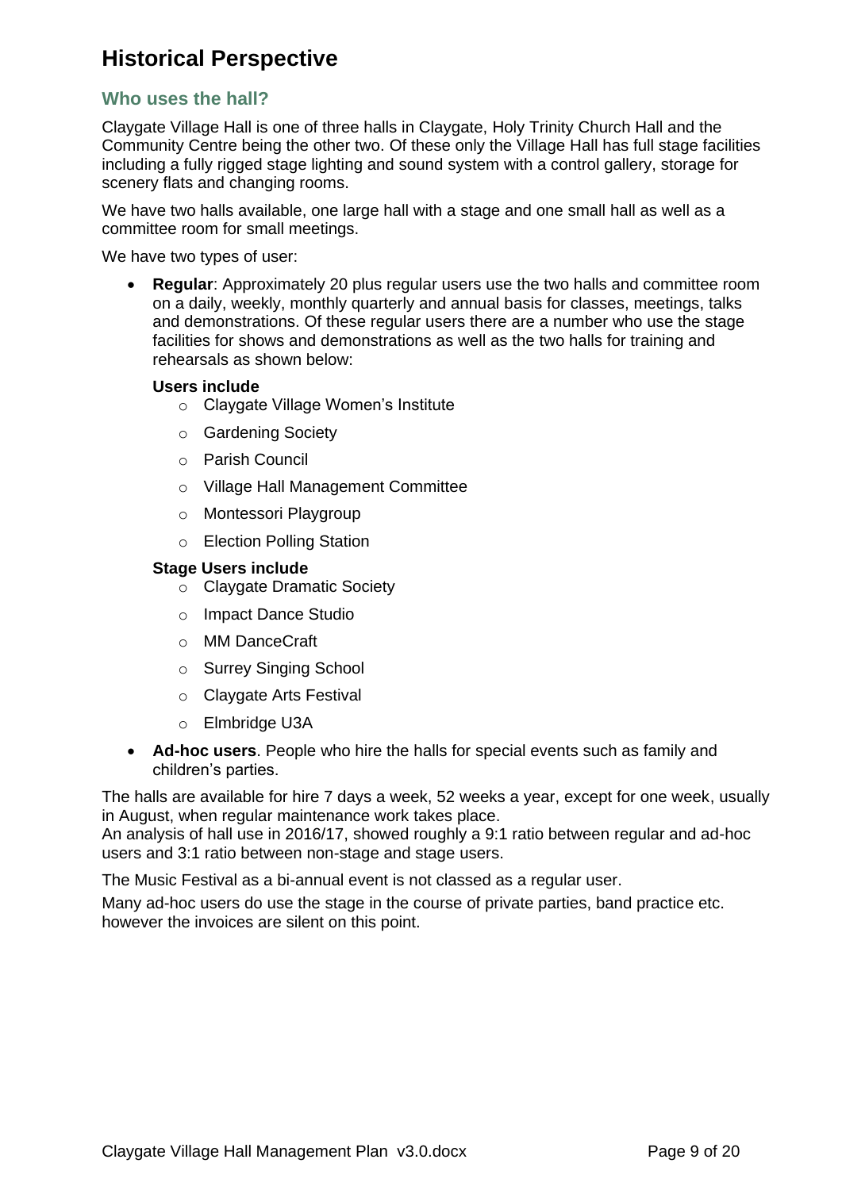# Historical Perspective

## Who uses the hall?

Claygate Village Hall is one of three halls in Claygate, Holy Trinity Church Hall and the Community Centre being the other two. Of these only the Village Hall has full stage facilities including a fully rigged stage lighting and sound system with a control gallery, storage for scenery flats and changing rooms.

We have two halls available, one large hall with a stage and one small hall as well as a committee room for small meetings.

We have two types of user:

- **Regular**: Approximately 20 plus regular users use the two halls and committee room on a daily, weekly, monthly quarterly and annual basis for classes, meetings, talks and demonstrations. Of these regular users there are a number who use the stage facilities for shows and demonstrations as well as the two halls for training and rehearsals as shown below:

  **Users include**
  - Claygate Village Women's Institute
  - Gardening Society
  - Parish Council
  - Village Hall Management Committee
  - Montessori Playgroup
  - Election Polling Station

  **Stage Users include**
  - Claygate Dramatic Society
  - Impact Dance Studio
  - MM DanceCraft
  - Surrey Singing School
  - Claygate Arts Festival
  - Elmbridge U3A

- **Ad-hoc users**. People who hire the halls for special events such as family and children's parties.

The halls are available for hire 7 days a week, 52 weeks a year, except for one week, usually in August, when regular maintenance work takes place.
An analysis of hall use in 2016/17, showed roughly a 9:1 ratio between regular and ad-hoc users and 3:1 ratio between non-stage and stage users.

The Music Festival as a bi-annual event is not classed as a regular user.

Many ad-hoc users do use the stage in the course of private parties, band practice etc. however the invoices are silent on this point.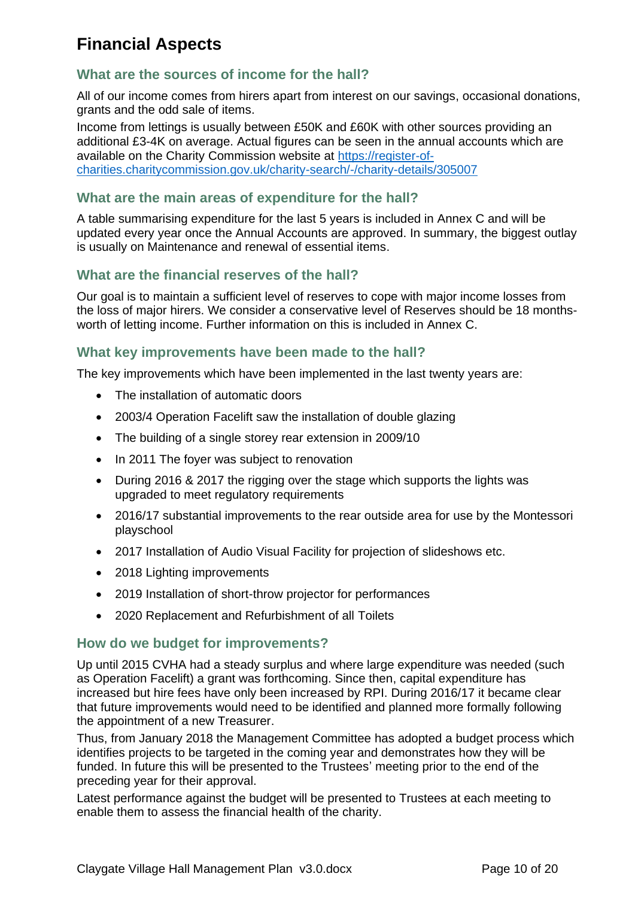# Financial Aspects

## What are the sources of income for the hall?

All of our income comes from hirers apart from interest on our savings, occasional donations, grants and the odd sale of items.

Income from lettings is usually between £50K and £60K with other sources providing an additional £3-4K on average. Actual figures can be seen in the annual accounts which are available on the Charity Commission website at [https://register-of-charities.charitycommission.gov.uk/charity-search/-/charity-details/305007](https://register-of-charities.charitycommission.gov.uk/charity-search/-/charity-details/305007)

## What are the main areas of expenditure for the hall?

A table summarising expenditure for the last 5 years is included in Annex C and will be updated every year once the Annual Accounts are approved. In summary, the biggest outlay is usually on Maintenance and renewal of essential items.

## What are the financial reserves of the hall?

Our goal is to maintain a sufficient level of reserves to cope with major income losses from the loss of major hirers. We consider a conservative level of Reserves should be 18 months-worth of letting income. Further information on this is included in Annex C.

## What key improvements have been made to the hall?

The key improvements which have been implemented in the last twenty years are:

- The installation of automatic doors
- 2003/4 Operation Facelift saw the installation of double glazing
- The building of a single storey rear extension in 2009/10
- In 2011 The foyer was subject to renovation
- During 2016 & 2017 the rigging over the stage which supports the lights was upgraded to meet regulatory requirements
- 2016/17 substantial improvements to the rear outside area for use by the Montessori playschool
- 2017 Installation of Audio Visual Facility for projection of slideshows etc.
- 2018 Lighting improvements
- 2019 Installation of short-throw projector for performances
- 2020 Replacement and Refurbishment of all Toilets

## How do we budget for improvements?

Up until 2015 CVHA had a steady surplus and where large expenditure was needed (such as Operation Facelift) a grant was forthcoming. Since then, capital expenditure has increased but hire fees have only been increased by RPI. During 2016/17 it became clear that future improvements would need to be identified and planned more formally following the appointment of a new Treasurer.

Thus, from January 2018 the Management Committee has adopted a budget process which identifies projects to be targeted in the coming year and demonstrates how they will be funded. In future this will be presented to the Trustees' meeting prior to the end of the preceding year for their approval.

Latest performance against the budget will be presented to Trustees at each meeting to enable them to assess the financial health of the charity.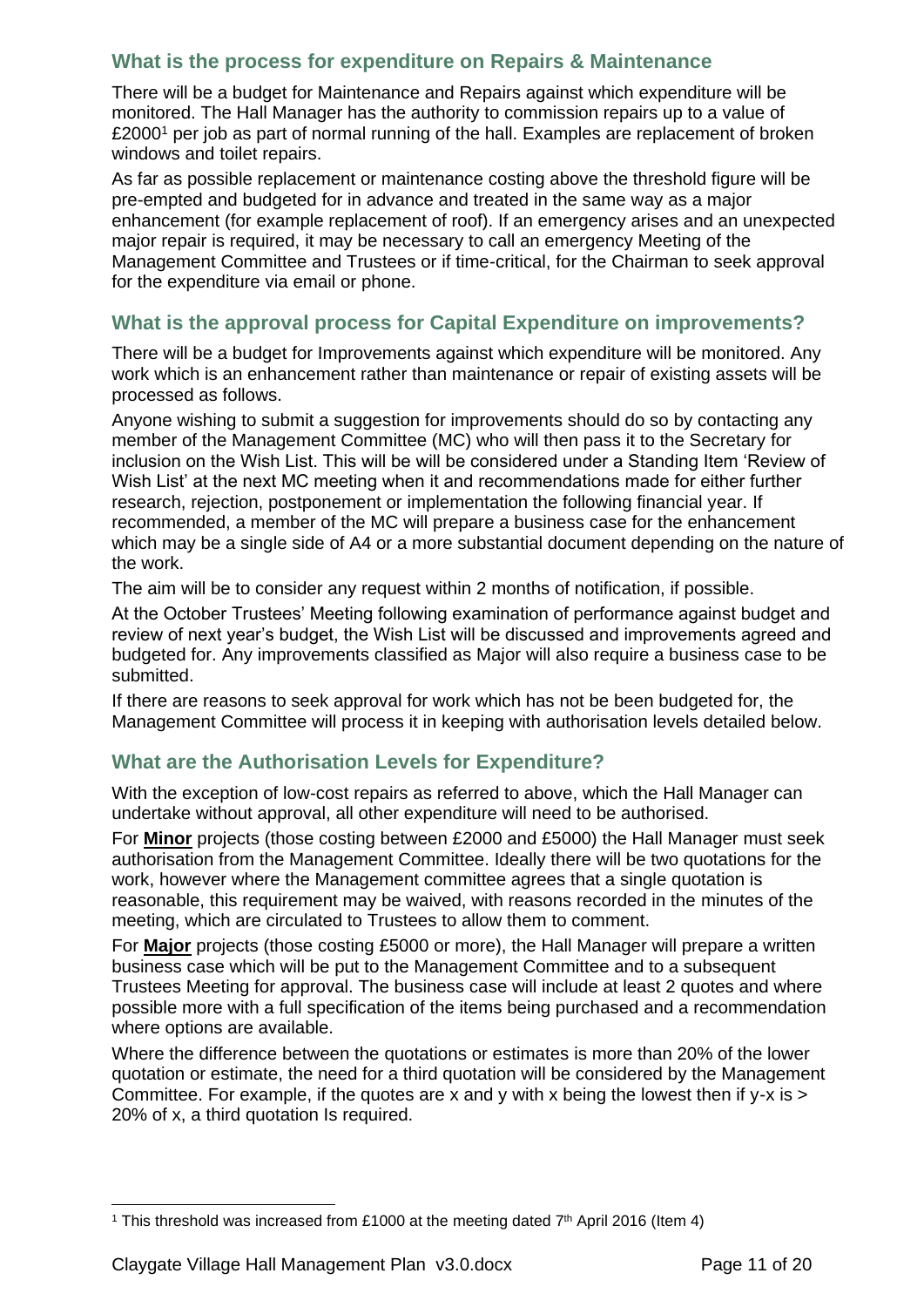## What is the process for expenditure on Repairs & Maintenance

There will be a budget for Maintenance and Repairs against which expenditure will be monitored. The Hall Manager has the authority to commission repairs up to a value of £2000[1] per job as part of normal running of the hall. Examples are replacement of broken windows and toilet repairs.

As far as possible replacement or maintenance costing above the threshold figure will be pre-empted and budgeted for in advance and treated in the same way as a major enhancement (for example replacement of roof). If an emergency arises and an unexpected major repair is required, it may be necessary to call an emergency Meeting of the Management Committee and Trustees or if time-critical, for the Chairman to seek approval for the expenditure via email or phone.

## What is the approval process for Capital Expenditure on improvements?

There will be a budget for Improvements against which expenditure will be monitored. Any work which is an enhancement rather than maintenance or repair of existing assets will be processed as follows.

Anyone wishing to submit a suggestion for improvements should do so by contacting any member of the Management Committee (MC) who will then pass it to the Secretary for inclusion on the Wish List. This will be will be considered under a Standing Item 'Review of Wish List' at the next MC meeting when it and recommendations made for either further research, rejection, postponement or implementation the following financial year. If recommended, a member of the MC will prepare a business case for the enhancement which may be a single side of A4 or a more substantial document depending on the nature of the work.

The aim will be to consider any request within 2 months of notification, if possible.

At the October Trustees' Meeting following examination of performance against budget and review of next year's budget, the Wish List will be discussed and improvements agreed and budgeted for. Any improvements classified as Major will also require a business case to be submitted.

If there are reasons to seek approval for work which has not be been budgeted for, the Management Committee will process it in keeping with authorisation levels detailed below.

## What are the Authorisation Levels for Expenditure?

With the exception of low-cost repairs as referred to above, which the Hall Manager can undertake without approval, all other expenditure will need to be authorised.

For **Minor** projects (those costing between £2000 and £5000) the Hall Manager must seek authorisation from the Management Committee. Ideally there will be two quotations for the work, however where the Management committee agrees that a single quotation is reasonable, this requirement may be waived, with reasons recorded in the minutes of the meeting, which are circulated to Trustees to allow them to comment.

For **Major** projects (those costing £5000 or more), the Hall Manager will prepare a written business case which will be put to the Management Committee and to a subsequent Trustees Meeting for approval. The business case will include at least 2 quotes and where possible more with a full specification of the items being purchased and a recommendation where options are available.

Where the difference between the quotations or estimates is more than 20% of the lower quotation or estimate, the need for a third quotation will be considered by the Management Committee. For example, if the quotes are x and y with x being the lowest then if y-x is > 20% of x, a third quotation Is required.

---

[1] This threshold was increased from £1000 at the meeting dated 7th April 2016 (Item 4)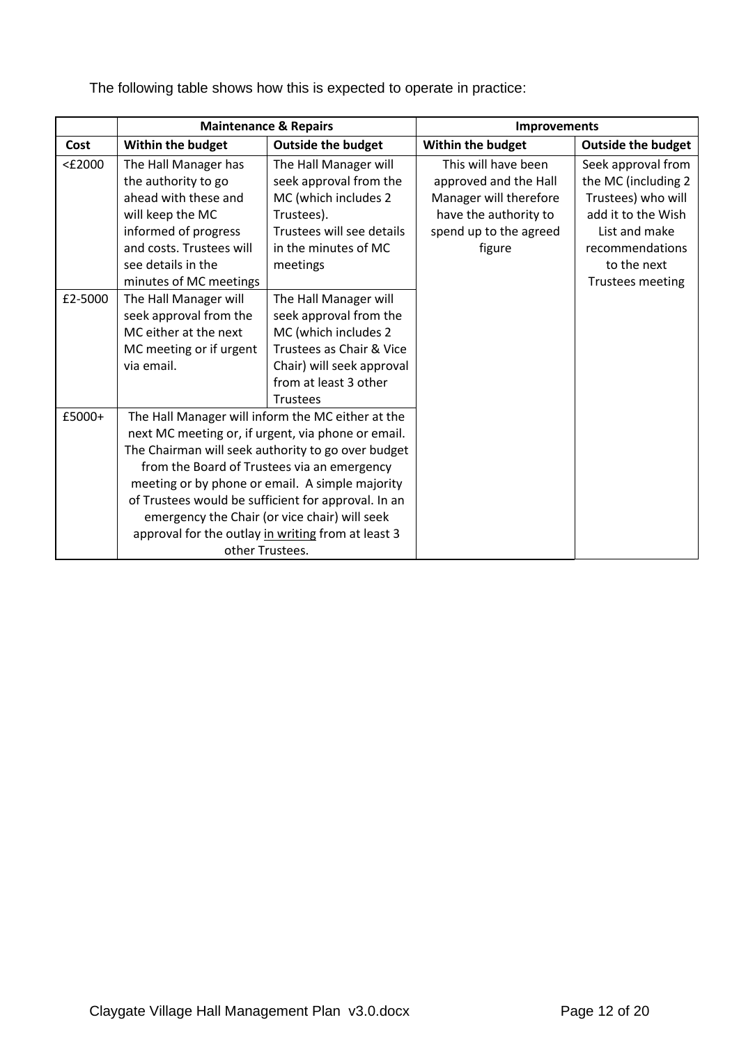The following table shows how this is expected to operate in practice:

| | **Maintenance & Repairs** | | **Improvements** | |
|---|---|---|---|---|
| **Cost** | **Within the budget** | **Outside the budget** | **Within the budget** | **Outside the budget** |
| <£2000 | The Hall Manager has the authority to go ahead with these and will keep the MC informed of progress and costs. Trustees will see details in the minutes of MC meetings | The Hall Manager will seek approval from the MC (which includes 2 Trustees). Trustees will see details in the minutes of MC meetings | This will have been approved and the Hall Manager will therefore have the authority to spend up to the agreed figure | Seek approval from the MC (including 2 Trustees) who will add it to the Wish List and make recommendations to the next Trustees meeting |
| £2-5000 | The Hall Manager will seek approval from the MC either at the next MC meeting or if urgent via email. | The Hall Manager will seek approval from the MC (which includes 2 Trustees as Chair & Vice Chair) will seek approval from at least 3 other Trustees | | |
| £5000+ | The Hall Manager will inform the MC either at the next MC meeting or, if urgent, via phone or email. The Chairman will seek authority to go over budget from the Board of Trustees via an emergency meeting or by phone or email. A simple majority of Trustees would be sufficient for approval. In an emergency the Chair (or vice chair) will seek approval for the outlay in writing from at least 3 other Trustees. | | | |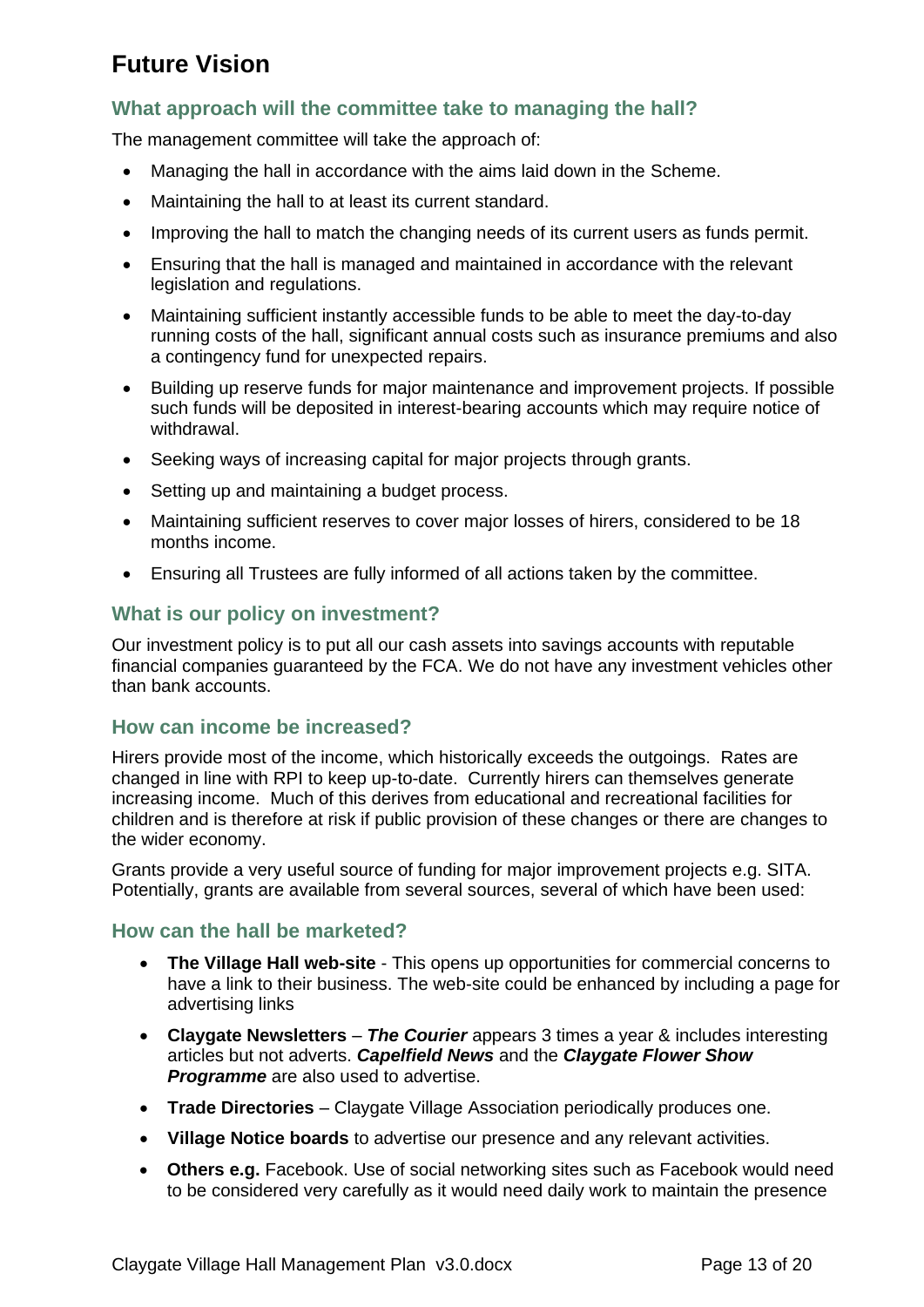# Future Vision

## What approach will the committee take to managing the hall?

The management committee will take the approach of:

- Managing the hall in accordance with the aims laid down in the Scheme.
- Maintaining the hall to at least its current standard.
- Improving the hall to match the changing needs of its current users as funds permit.
- Ensuring that the hall is managed and maintained in accordance with the relevant legislation and regulations.
- Maintaining sufficient instantly accessible funds to be able to meet the day-to-day running costs of the hall, significant annual costs such as insurance premiums and also a contingency fund for unexpected repairs.
- Building up reserve funds for major maintenance and improvement projects. If possible such funds will be deposited in interest-bearing accounts which may require notice of withdrawal.
- Seeking ways of increasing capital for major projects through grants.
- Setting up and maintaining a budget process.
- Maintaining sufficient reserves to cover major losses of hirers, considered to be 18 months income.
- Ensuring all Trustees are fully informed of all actions taken by the committee.

## What is our policy on investment?

Our investment policy is to put all our cash assets into savings accounts with reputable financial companies guaranteed by the FCA. We do not have any investment vehicles other than bank accounts.

## How can income be increased?

Hirers provide most of the income, which historically exceeds the outgoings. Rates are changed in line with RPI to keep up-to-date. Currently hirers can themselves generate increasing income. Much of this derives from educational and recreational facilities for children and is therefore at risk if public provision of these changes or there are changes to the wider economy.

Grants provide a very useful source of funding for major improvement projects e.g. SITA. Potentially, grants are available from several sources, several of which have been used:

## How can the hall be marketed?

- **The Village Hall web-site** - This opens up opportunities for commercial concerns to have a link to their business. The web-site could be enhanced by including a page for advertising links
- **Claygate Newsletters** – ***The Courier*** appears 3 times a year & includes interesting articles but not adverts. ***Capelfield News*** and the ***Claygate Flower Show Programme*** are also used to advertise.
- **Trade Directories** – Claygate Village Association periodically produces one.
- **Village Notice boards** to advertise our presence and any relevant activities.
- **Others e.g.** Facebook. Use of social networking sites such as Facebook would need to be considered very carefully as it would need daily work to maintain the presence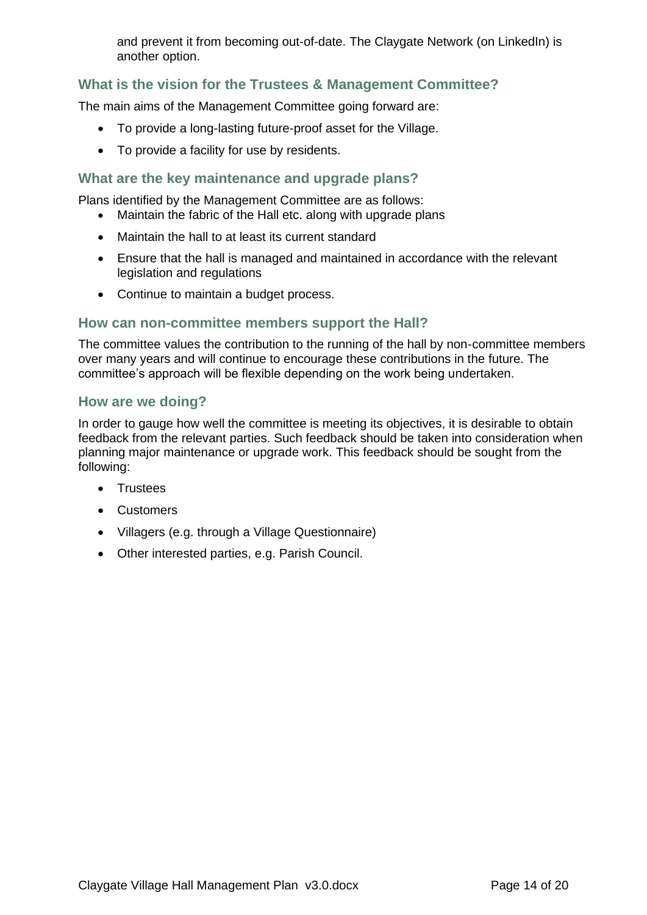and prevent it from becoming out-of-date. The Claygate Network (on LinkedIn) is another option.

### What is the vision for the Trustees & Management Committee?

The main aims of the Management Committee going forward are:

- To provide a long-lasting future-proof asset for the Village.
- To provide a facility for use by residents.

### What are the key maintenance and upgrade plans?

Plans identified by the Management Committee are as follows:

- Maintain the fabric of the Hall etc. along with upgrade plans
- Maintain the hall to at least its current standard
- Ensure that the hall is managed and maintained in accordance with the relevant legislation and regulations
- Continue to maintain a budget process.

### How can non-committee members support the Hall?

The committee values the contribution to the running of the hall by non-committee members over many years and will continue to encourage these contributions in the future. The committee's approach will be flexible depending on the work being undertaken.

### How are we doing?

In order to gauge how well the committee is meeting its objectives, it is desirable to obtain feedback from the relevant parties. Such feedback should be taken into consideration when planning major maintenance or upgrade work. This feedback should be sought from the following:

- Trustees
- Customers
- Villagers (e.g. through a Village Questionnaire)
- Other interested parties, e.g. Parish Council.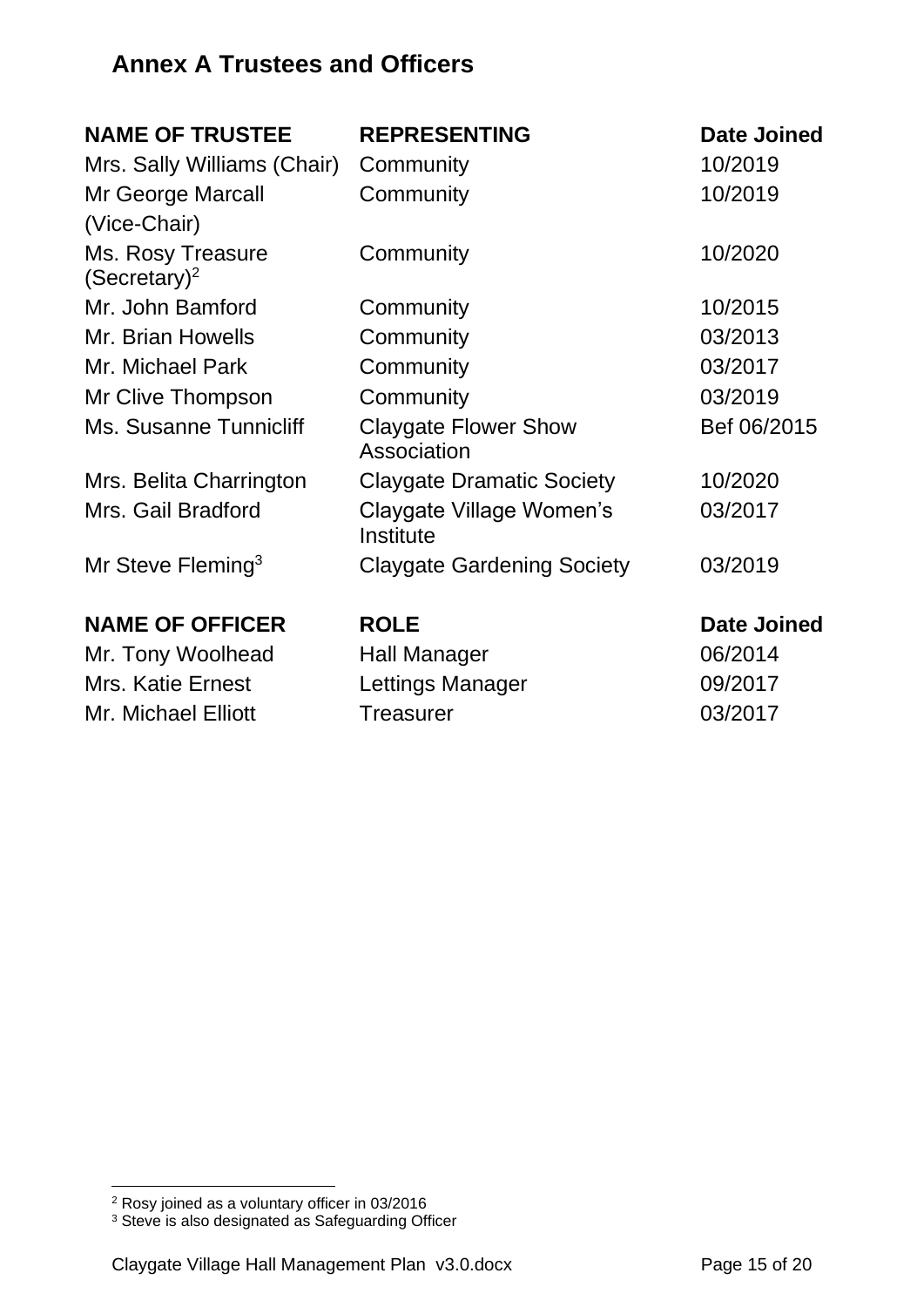## Annex A Trustees and Officers

| NAME OF TRUSTEE | REPRESENTING | Date Joined |
| --- | --- | --- |
| Mrs. Sally Williams (Chair) | Community | 10/2019 |
| Mr George Marcall (Vice-Chair) | Community | 10/2019 |
| Ms. Rosy Treasure (Secretary)[2] | Community | 10/2020 |
| Mr. John Bamford | Community | 10/2015 |
| Mr. Brian Howells | Community | 03/2013 |
| Mr. Michael Park | Community | 03/2017 |
| Mr Clive Thompson | Community | 03/2019 |
| Ms. Susanne Tunnicliff | Claygate Flower Show Association | Bef 06/2015 |
| Mrs. Belita Charrington | Claygate Dramatic Society | 10/2020 |
| Mrs. Gail Bradford | Claygate Village Women's Institute | 03/2017 |
| Mr Steve Fleming[3] | Claygate Gardening Society | 03/2019 |

| NAME OF OFFICER | ROLE | Date Joined |
| --- | --- | --- |
| Mr. Tony Woolhead | Hall Manager | 06/2014 |
| Mrs. Katie Ernest | Lettings Manager | 09/2017 |
| Mr. Michael Elliott | Treasurer | 03/2017 |

[2] Rosy joined as a voluntary officer in 03/2016

[3] Steve is also designated as Safeguarding Officer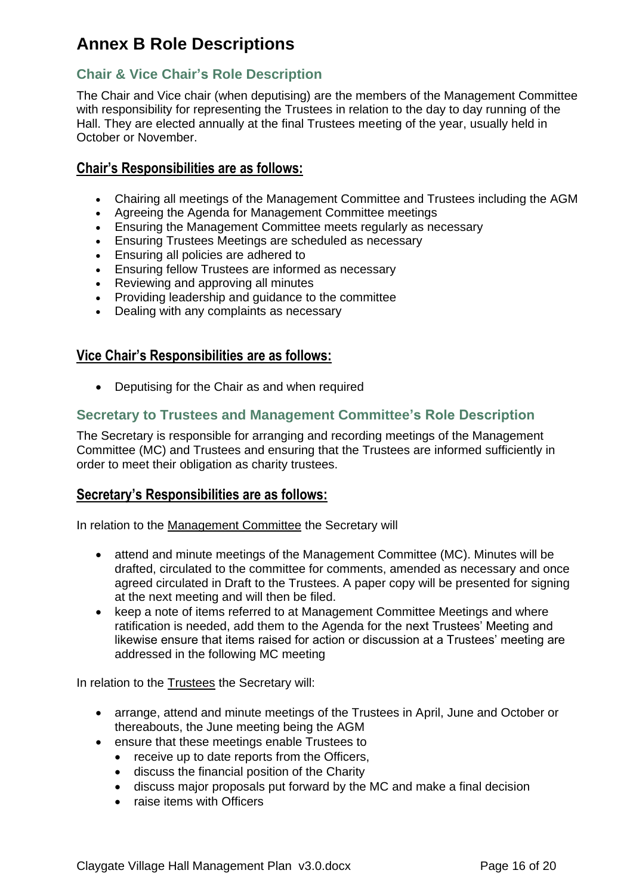# Annex B Role Descriptions

## Chair & Vice Chair's Role Description

The Chair and Vice chair (when deputising) are the members of the Management Committee with responsibility for representing the Trustees in relation to the day to day running of the Hall. They are elected annually at the final Trustees meeting of the year, usually held in October or November.

### Chair's Responsibilities are as follows:

- Chairing all meetings of the Management Committee and Trustees including the AGM
- Agreeing the Agenda for Management Committee meetings
- Ensuring the Management Committee meets regularly as necessary
- Ensuring Trustees Meetings are scheduled as necessary
- Ensuring all policies are adhered to
- Ensuring fellow Trustees are informed as necessary
- Reviewing and approving all minutes
- Providing leadership and guidance to the committee
- Dealing with any complaints as necessary

### Vice Chair's Responsibilities are as follows:

- Deputising for the Chair as and when required

## Secretary to Trustees and Management Committee's Role Description

The Secretary is responsible for arranging and recording meetings of the Management Committee (MC) and Trustees and ensuring that the Trustees are informed sufficiently in order to meet their obligation as charity trustees.

### Secretary's Responsibilities are as follows:

In relation to the Management Committee the Secretary will

- attend and minute meetings of the Management Committee (MC). Minutes will be drafted, circulated to the committee for comments, amended as necessary and once agreed circulated in Draft to the Trustees. A paper copy will be presented for signing at the next meeting and will then be filed.
- keep a note of items referred to at Management Committee Meetings and where ratification is needed, add them to the Agenda for the next Trustees' Meeting and likewise ensure that items raised for action or discussion at a Trustees' meeting are addressed in the following MC meeting

In relation to the Trustees the Secretary will:

- arrange, attend and minute meetings of the Trustees in April, June and October or thereabouts, the June meeting being the AGM
- ensure that these meetings enable Trustees to
  - receive up to date reports from the Officers,
  - discuss the financial position of the Charity
  - discuss major proposals put forward by the MC and make a final decision
  - raise items with Officers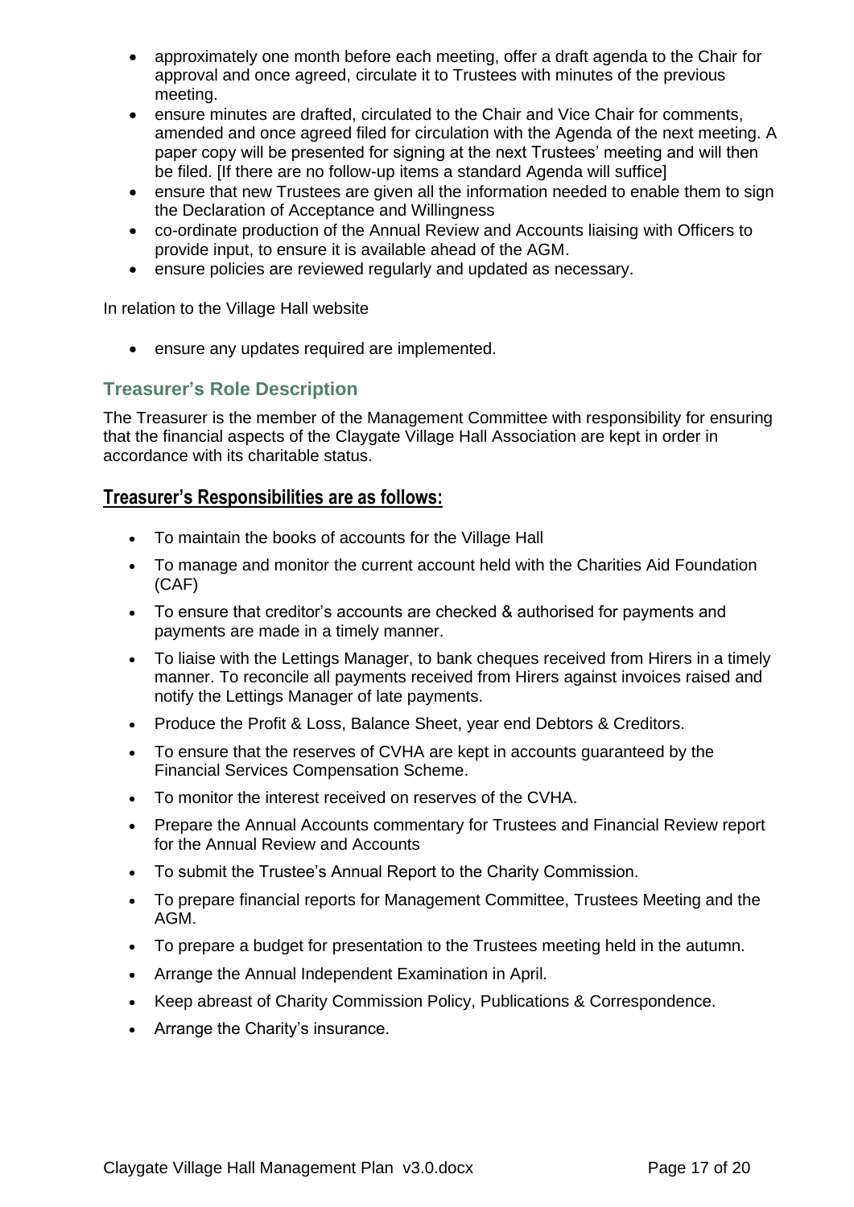- approximately one month before each meeting, offer a draft agenda to the Chair for approval and once agreed, circulate it to Trustees with minutes of the previous meeting.
- ensure minutes are drafted, circulated to the Chair and Vice Chair for comments, amended and once agreed filed for circulation with the Agenda of the next meeting. A paper copy will be presented for signing at the next Trustees' meeting and will then be filed. [If there are no follow-up items a standard Agenda will suffice]
- ensure that new Trustees are given all the information needed to enable them to sign the Declaration of Acceptance and Willingness
- co-ordinate production of the Annual Review and Accounts liaising with Officers to provide input, to ensure it is available ahead of the AGM.
- ensure policies are reviewed regularly and updated as necessary.

In relation to the Village Hall website

- ensure any updates required are implemented.

## Treasurer's Role Description

The Treasurer is the member of the Management Committee with responsibility for ensuring that the financial aspects of the Claygate Village Hall Association are kept in order in accordance with its charitable status.

### Treasurer's Responsibilities are as follows:

- To maintain the books of accounts for the Village Hall
- To manage and monitor the current account held with the Charities Aid Foundation (CAF)
- To ensure that creditor's accounts are checked & authorised for payments and payments are made in a timely manner.
- To liaise with the Lettings Manager, to bank cheques received from Hirers in a timely manner. To reconcile all payments received from Hirers against invoices raised and notify the Lettings Manager of late payments.
- Produce the Profit & Loss, Balance Sheet, year end Debtors & Creditors.
- To ensure that the reserves of CVHA are kept in accounts guaranteed by the Financial Services Compensation Scheme.
- To monitor the interest received on reserves of the CVHA.
- Prepare the Annual Accounts commentary for Trustees and Financial Review report for the Annual Review and Accounts
- To submit the Trustee's Annual Report to the Charity Commission.
- To prepare financial reports for Management Committee, Trustees Meeting and the AGM.
- To prepare a budget for presentation to the Trustees meeting held in the autumn.
- Arrange the Annual Independent Examination in April.
- Keep abreast of Charity Commission Policy, Publications & Correspondence.
- Arrange the Charity's insurance.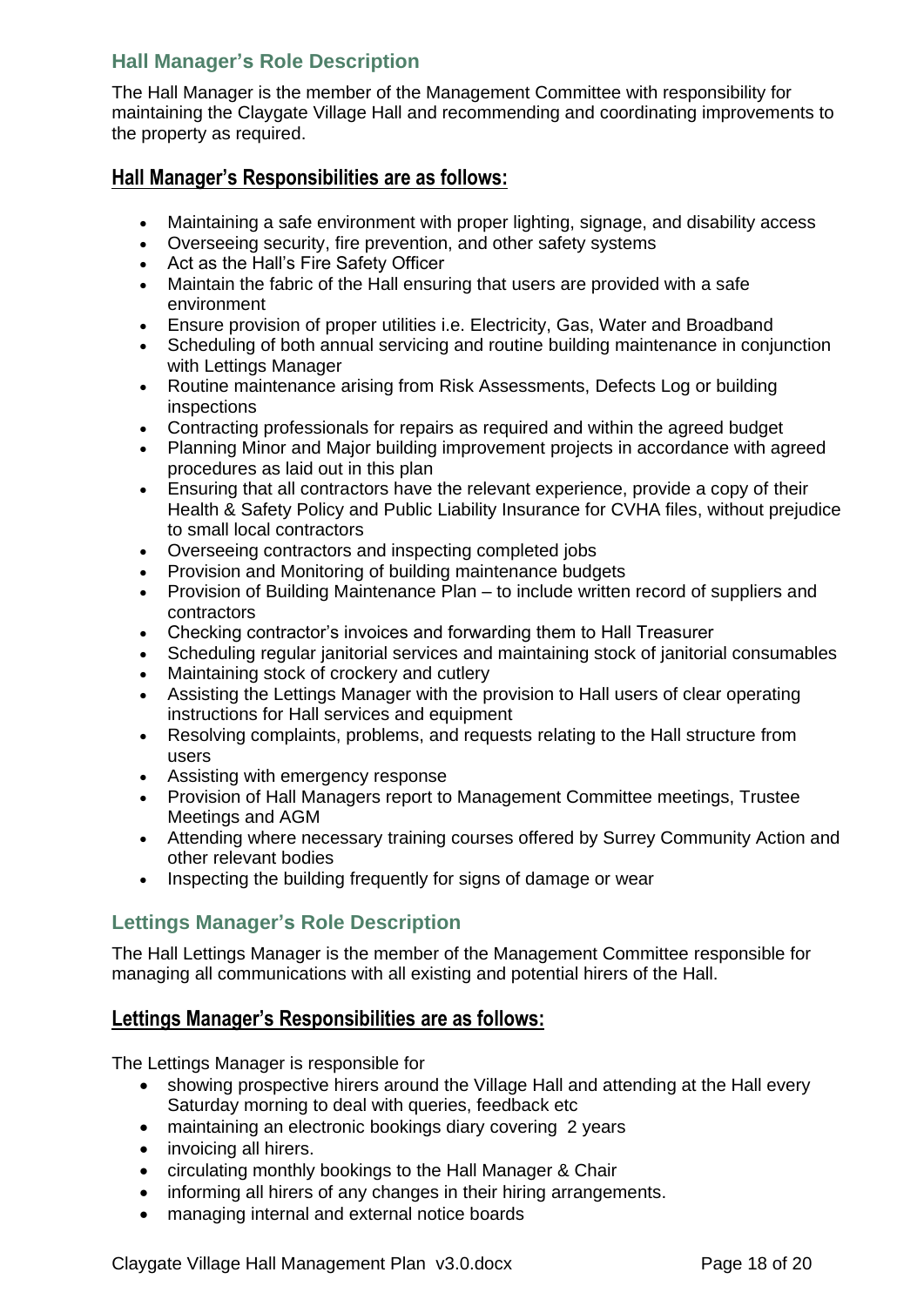## Hall Manager’s Role Description

The Hall Manager is the member of the Management Committee with responsibility for maintaining the Claygate Village Hall and recommending and coordinating improvements to the property as required.

### Hall Manager’s Responsibilities are as follows:

- Maintaining a safe environment with proper lighting, signage, and disability access
- Overseeing security, fire prevention, and other safety systems
- Act as the Hall’s Fire Safety Officer
- Maintain the fabric of the Hall ensuring that users are provided with a safe environment
- Ensure provision of proper utilities i.e. Electricity, Gas, Water and Broadband
- Scheduling of both annual servicing and routine building maintenance in conjunction with Lettings Manager
- Routine maintenance arising from Risk Assessments, Defects Log or building inspections
- Contracting professionals for repairs as required and within the agreed budget
- Planning Minor and Major building improvement projects in accordance with agreed procedures as laid out in this plan
- Ensuring that all contractors have the relevant experience, provide a copy of their Health & Safety Policy and Public Liability Insurance for CVHA files, without prejudice to small local contractors
- Overseeing contractors and inspecting completed jobs
- Provision and Monitoring of building maintenance budgets
- Provision of Building Maintenance Plan – to include written record of suppliers and contractors
- Checking contractor’s invoices and forwarding them to Hall Treasurer
- Scheduling regular janitorial services and maintaining stock of janitorial consumables
- Maintaining stock of crockery and cutlery
- Assisting the Lettings Manager with the provision to Hall users of clear operating instructions for Hall services and equipment
- Resolving complaints, problems, and requests relating to the Hall structure from users
- Assisting with emergency response
- Provision of Hall Managers report to Management Committee meetings, Trustee Meetings and AGM
- Attending where necessary training courses offered by Surrey Community Action and other relevant bodies
- Inspecting the building frequently for signs of damage or wear

## Lettings Manager’s Role Description

The Hall Lettings Manager is the member of the Management Committee responsible for managing all communications with all existing and potential hirers of the Hall.

### Lettings Manager’s Responsibilities are as follows:

The Lettings Manager is responsible for

- showing prospective hirers around the Village Hall and attending at the Hall every Saturday morning to deal with queries, feedback etc
- maintaining an electronic bookings diary covering 2 years
- invoicing all hirers.
- circulating monthly bookings to the Hall Manager & Chair
- informing all hirers of any changes in their hiring arrangements.
- managing internal and external notice boards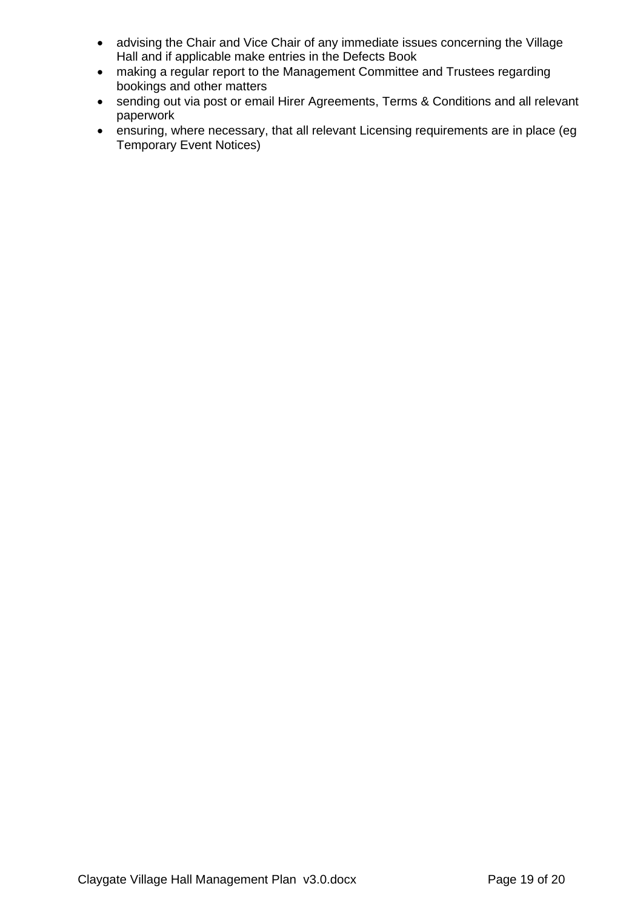- advising the Chair and Vice Chair of any immediate issues concerning the Village Hall and if applicable make entries in the Defects Book
- making a regular report to the Management Committee and Trustees regarding bookings and other matters
- sending out via post or email Hirer Agreements, Terms & Conditions and all relevant paperwork
- ensuring, where necessary, that all relevant Licensing requirements are in place (eg Temporary Event Notices)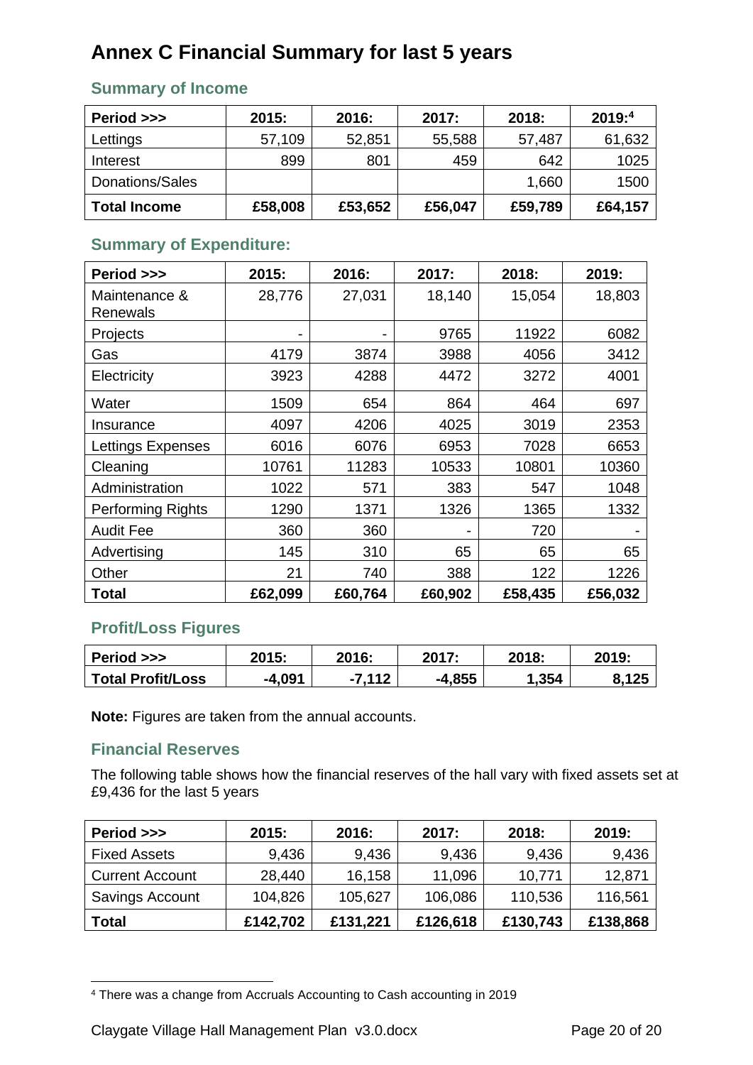# Annex C Financial Summary for last 5 years

## Summary of Income

| Period >>> | 2015: | 2016: | 2017: | 2018: | 2019:[4] |
|---|---|---|---|---|---|
| Lettings | 57,109 | 52,851 | 55,588 | 57,487 | 61,632 |
| Interest | 899 | 801 | 459 | 642 | 1025 |
| Donations/Sales | | | | 1,660 | 1500 |
| **Total Income** | **£58,008** | **£53,652** | **£56,047** | **£59,789** | **£64,157** |

## Summary of Expenditure:

| Period >>> | 2015: | 2016: | 2017: | 2018: | 2019: |
|---|---|---|---|---|---|
| Maintenance & Renewals | 28,776 | 27,031 | 18,140 | 15,054 | 18,803 |
| Projects | - | - | 9765 | 11922 | 6082 |
| Gas | 4179 | 3874 | 3988 | 4056 | 3412 |
| Electricity | 3923 | 4288 | 4472 | 3272 | 4001 |
| Water | 1509 | 654 | 864 | 464 | 697 |
| Insurance | 4097 | 4206 | 4025 | 3019 | 2353 |
| Lettings Expenses | 6016 | 6076 | 6953 | 7028 | 6653 |
| Cleaning | 10761 | 11283 | 10533 | 10801 | 10360 |
| Administration | 1022 | 571 | 383 | 547 | 1048 |
| Performing Rights | 1290 | 1371 | 1326 | 1365 | 1332 |
| Audit Fee | 360 | 360 | - | 720 | - |
| Advertising | 145 | 310 | 65 | 65 | 65 |
| Other | 21 | 740 | 388 | 122 | 1226 |
| **Total** | **£62,099** | **£60,764** | **£60,902** | **£58,435** | **£56,032** |

## Profit/Loss Figures

| Period >>> | 2015: | 2016: | 2017: | 2018: | 2019: |
|---|---|---|---|---|---|
| **Total Profit/Loss** | **-4,091** | **-7,112** | **-4,855** | **1,354** | **8,125** |

**Note:** Figures are taken from the annual accounts.

## Financial Reserves

The following table shows how the financial reserves of the hall vary with fixed assets set at £9,436 for the last 5 years

| Period >>> | 2015: | 2016: | 2017: | 2018: | 2019: |
|---|---|---|---|---|---|
| Fixed Assets | 9,436 | 9,436 | 9,436 | 9,436 | 9,436 |
| Current Account | 28,440 | 16,158 | 11,096 | 10,771 | 12,871 |
| Savings Account | 104,826 | 105,627 | 106,086 | 110,536 | 116,561 |
| **Total** | **£142,702** | **£131,221** | **£126,618** | **£130,743** | **£138,868** |

[4] There was a change from Accruals Accounting to Cash accounting in 2019